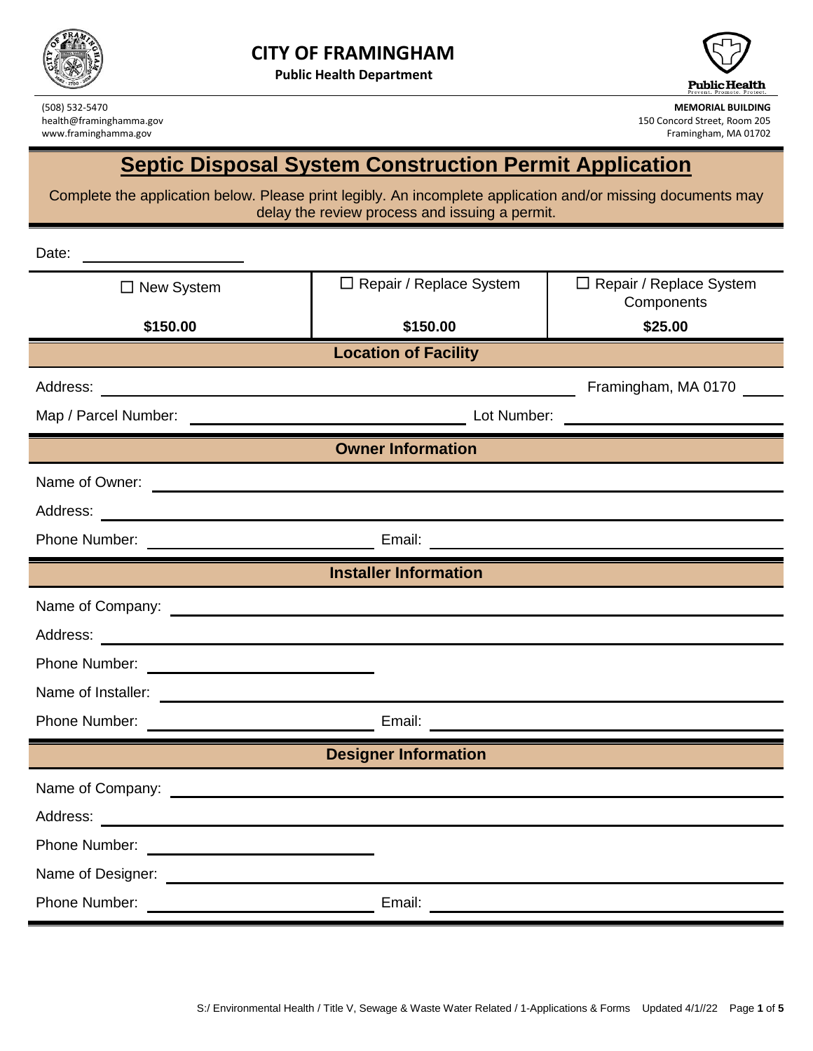# CITY OF FRAMINGHAM

**Public Health Department**

(508) 532-5470
health@framinghamma.gov
www.framinghamma.gov

**MEMORIAL BUILDING**
150 Concord Street, Room 205
Framingham, MA 01702

## Septic Disposal System Construction Permit Application

Complete the application below. Please print legibly. An incomplete application and/or missing documents may delay the review process and issuing a permit.

Date: ____________________

| ☐ New System | ☐ Repair / Replace System | ☐ Repair / Replace System Components |
|---|---|---|
| **$150.00** | **$150.00** | **$25.00** |

### Location of Facility

Address: ______________________________ Framingham, MA 0170 ____

Map / Parcel Number: ____________________ Lot Number: ____________________

### Owner Information

Name of Owner: ______________________________

Address: ______________________________

Phone Number: ____________________ Email: ____________________

### Installer Information

Name of Company: ______________________________

Address: ______________________________

Phone Number: ____________________

Name of Installer: ______________________________

Phone Number: ____________________ Email: ____________________

### Designer Information

Name of Company: ______________________________

Address: ______________________________

Phone Number: ____________________

Name of Designer: ______________________________

Phone Number: ____________________ Email: ____________________

S:/ Environmental Health / Title V, Sewage & Waste Water Related / 1-Applications & Forms Updated 4/1//22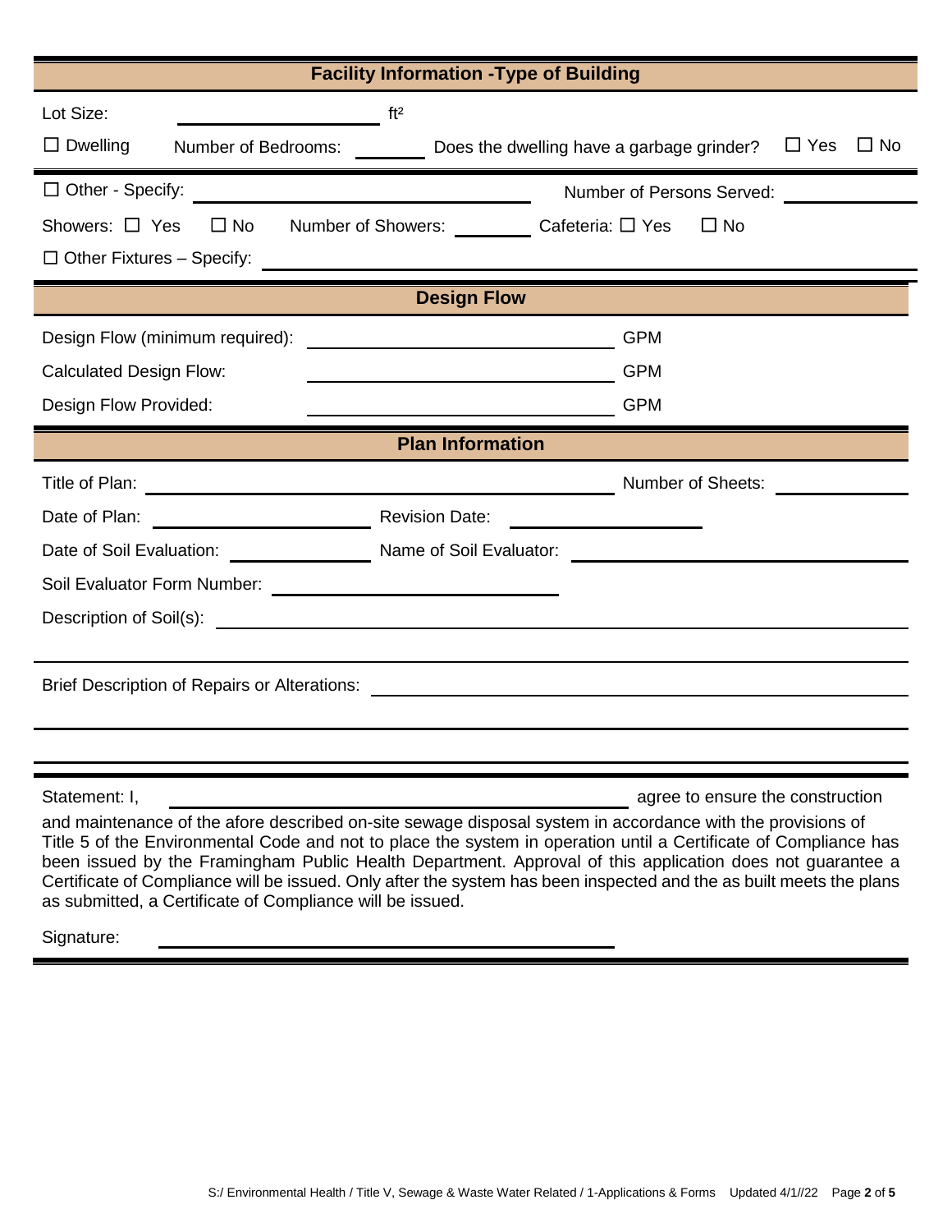## Facility Information -Type of Building

Lot Size: ____________________ ft²

☐ Dwelling   Number of Bedrooms: ________   Does the dwelling have a garbage grinder?   ☐ Yes   ☐ No

☐ Other - Specify: ______________________________   Number of Persons Served: ____________

Showers: ☐ Yes   ☐ No   Number of Showers: ________   Cafeteria: ☐ Yes   ☐ No

☐ Other Fixtures – Specify: ______________________________________________

## Design Flow

Design Flow (minimum required): ______________________________ GPM

Calculated Design Flow: ______________________________ GPM

Design Flow Provided: ______________________________ GPM

## Plan Information

Title of Plan: ______________________________________________ Number of Sheets: ____________

Date of Plan: ____________________ Revision Date: ____________________

Date of Soil Evaluation: ______________ Name of Soil Evaluator: ______________________________

Soil Evaluator Form Number: ______________________________

Description of Soil(s): ______________________________________________

______________________________________________

Brief Description of Repairs or Alterations: ______________________________________________

______________________________________________

______________________________________________

Statement: I, ______________________________________________ agree to ensure the construction and maintenance of the afore described on-site sewage disposal system in accordance with the provisions of Title 5 of the Environmental Code and not to place the system in operation until a Certificate of Compliance has been issued by the Framingham Public Health Department. Approval of this application does not guarantee a Certificate of Compliance will be issued. Only after the system has been inspected and the as built meets the plans as submitted, a Certificate of Compliance will be issued.

Signature: ______________________________________________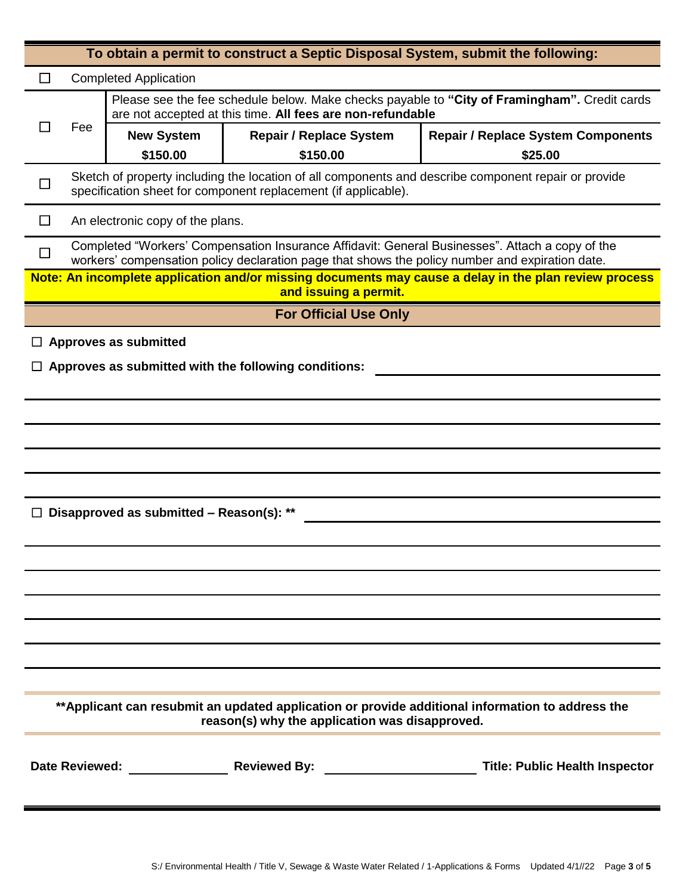## To obtain a permit to construct a Septic Disposal System, submit the following:

☐ Completed Application

☐ Fee — Please see the fee schedule below. Make checks payable to **"City of Framingham".** Credit cards are not accepted at this time. **All fees are non-refundable**

| New System | Repair / Replace System | Repair / Replace System Components |
|---|---|---|
| $150.00 | $150.00 | $25.00 |

☐ Sketch of property including the location of all components and describe component repair or provide specification sheet for component replacement (if applicable).

☐ An electronic copy of the plans.

☐ Completed "Workers' Compensation Insurance Affidavit: General Businesses". Attach a copy of the workers' compensation policy declaration page that shows the policy number and expiration date.

**Note: An incomplete application and/or missing documents may cause a delay in the plan review process and issuing a permit.**

## For Official Use Only

☐ **Approves as submitted**

☐ **Approves as submitted with the following conditions:** ______________________________

______________________________________________________________________

______________________________________________________________________

______________________________________________________________________

______________________________________________________________________

☐ **Disapproved as submitted – Reason(s): \*\*** ______________________________

______________________________________________________________________

______________________________________________________________________

______________________________________________________________________

______________________________________________________________________

______________________________________________________________________

______________________________________________________________________

**\*\*Applicant can resubmit an updated application or provide additional information to address the reason(s) why the application was disapproved.**

**Date Reviewed:** ______________ **Reviewed By:** ____________________ **Title: Public Health Inspector**

S:/ Environmental Health / Title V, Sewage & Waste Water Related / 1-Applications & Forms Updated 4/1//22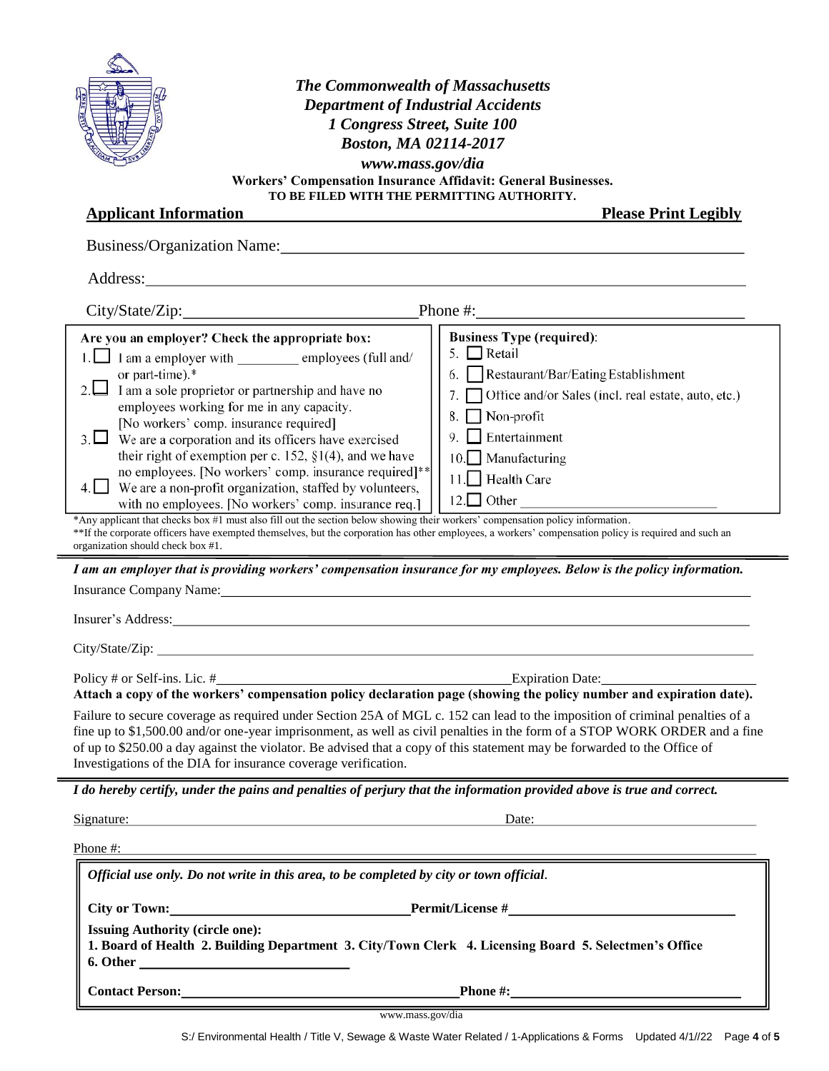***The Commonwealth of Massachusetts***
***Department of Industrial Accidents***
***1 Congress Street, Suite 100***
***Boston, MA 02114-2017***
***www.mass.gov/dia***

**Workers' Compensation Insurance Affidavit: General Businesses.**
**TO BE FILED WITH THE PERMITTING AUTHORITY.**

**Applicant Information** **Please Print Legibly**

Business/Organization Name: ______________________

Address: ______________________

City/State/Zip: ______________________ Phone #: ______________________

**Are you an employer? Check the appropriate box:**

1. ☐ I am a employer with _________ employees (full and/ or part-time).*
2. ☐ I am a sole proprietor or partnership and have no employees working for me in any capacity. [No workers' comp. insurance required]
3. ☐ We are a corporation and its officers have exercised their right of exemption per c. 152, §1(4), and we have no employees. [No workers' comp. insurance required]**
4. ☐ We are a non-profit organization, staffed by volunteers, with no employees. [No workers' comp. insurance req.]

**Business Type (required)**:

5. ☐ Retail
6. ☐ Restaurant/Bar/Eating Establishment
7. ☐ Office and/or Sales (incl. real estate, auto, etc.)
8. ☐ Non-profit
9. ☐ Entertainment
10. ☐ Manufacturing
11. ☐ Health Care
12. ☐ Other ______________________

*Any applicant that checks box #1 must also fill out the section below showing their workers' compensation policy information.
**If the corporate officers have exempted themselves, but the corporation has other employees, a workers' compensation policy is required and such an organization should check box #1.

***I am an employer that is providing workers' compensation insurance for my employees. Below is the policy information.***

Insurance Company Name: ______________________

Insurer's Address: ______________________

City/State/Zip: ______________________

Policy # or Self-ins. Lic. # ______________________ Expiration Date: ______________________

**Attach a copy of the workers' compensation policy declaration page (showing the policy number and expiration date).**

Failure to secure coverage as required under Section 25A of MGL c. 152 can lead to the imposition of criminal penalties of a fine up to $1,500.00 and/or one-year imprisonment, as well as civil penalties in the form of a STOP WORK ORDER and a fine of up to $250.00 a day against the violator. Be advised that a copy of this statement may be forwarded to the Office of Investigations of the DIA for insurance coverage verification.

***I do hereby certify, under the pains and penalties of perjury that the information provided above is true and correct.***

Signature: ______________________ Date: ______________________

Phone #: ______________________

***Official use only. Do not write in this area, to be completed by city or town official.***

**City or Town:** ______________________ **Permit/License #** ______________________

**Issuing Authority (circle one):**
**1. Board of Health 2. Building Department 3. City/Town Clerk 4. Licensing Board 5. Selectmen's Office 6. Other** ______________________

**Contact Person:** ______________________ **Phone #:** ______________________

www.mass.gov/dia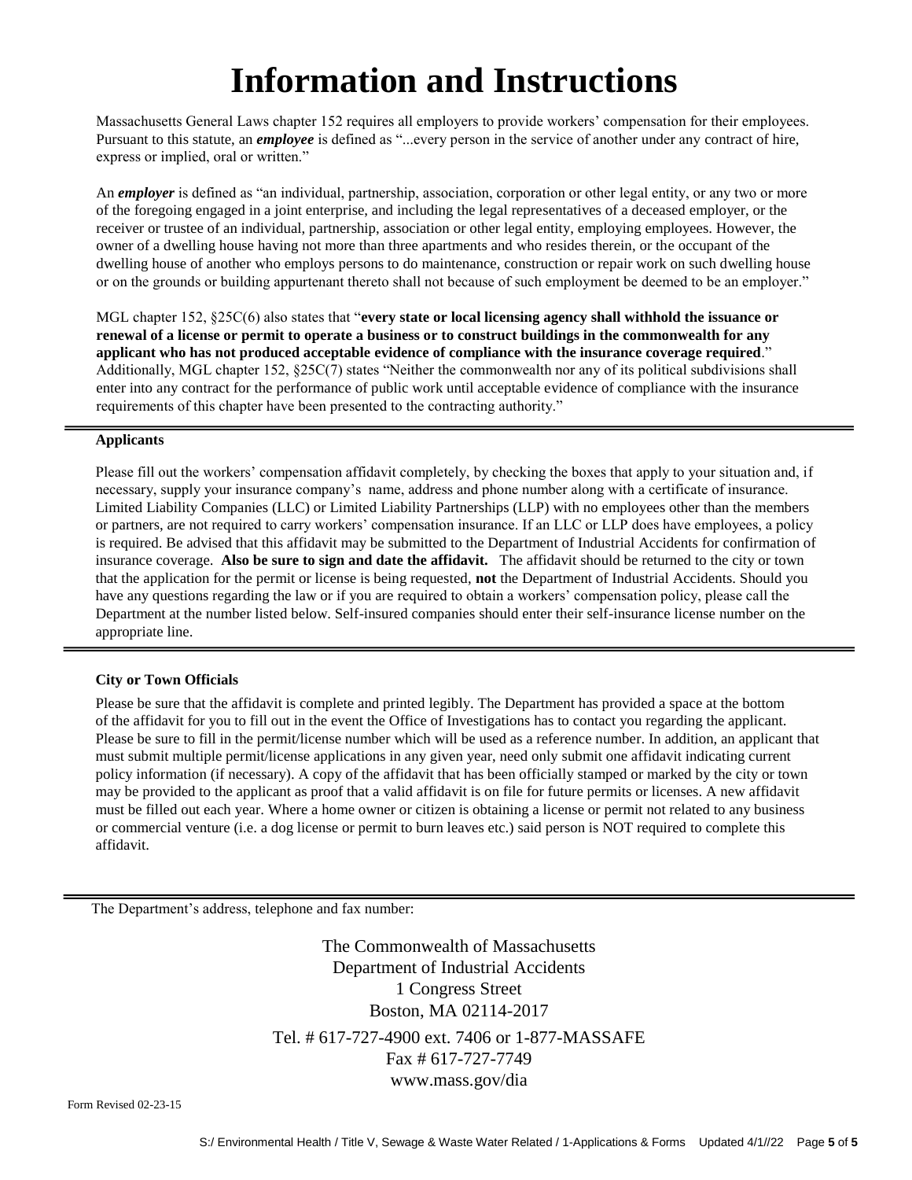# Information and Instructions

Massachusetts General Laws chapter 152 requires all employers to provide workers' compensation for their employees. Pursuant to this statute, an ***employee*** is defined as "...every person in the service of another under any contract of hire, express or implied, oral or written."

An ***employer*** is defined as "an individual, partnership, association, corporation or other legal entity, or any two or more of the foregoing engaged in a joint enterprise, and including the legal representatives of a deceased employer, or the receiver or trustee of an individual, partnership, association or other legal entity, employing employees. However, the owner of a dwelling house having not more than three apartments and who resides therein, or the occupant of the dwelling house of another who employs persons to do maintenance, construction or repair work on such dwelling house or on the grounds or building appurtenant thereto shall not because of such employment be deemed to be an employer."

MGL chapter 152, §25C(6) also states that "**every state or local licensing agency shall withhold the issuance or renewal of a license or permit to operate a business or to construct buildings in the commonwealth for any applicant who has not produced acceptable evidence of compliance with the insurance coverage required**." Additionally, MGL chapter 152, §25C(7) states "Neither the commonwealth nor any of its political subdivisions shall enter into any contract for the performance of public work until acceptable evidence of compliance with the insurance requirements of this chapter have been presented to the contracting authority."

**Applicants**

Please fill out the workers' compensation affidavit completely, by checking the boxes that apply to your situation and, if necessary, supply your insurance company's name, address and phone number along with a certificate of insurance. Limited Liability Companies (LLC) or Limited Liability Partnerships (LLP) with no employees other than the members or partners, are not required to carry workers' compensation insurance. If an LLC or LLP does have employees, a policy is required. Be advised that this affidavit may be submitted to the Department of Industrial Accidents for confirmation of insurance coverage. **Also be sure to sign and date the affidavit.** The affidavit should be returned to the city or town that the application for the permit or license is being requested, **not** the Department of Industrial Accidents. Should you have any questions regarding the law or if you are required to obtain a workers' compensation policy, please call the Department at the number listed below. Self-insured companies should enter their self-insurance license number on the appropriate line.

**City or Town Officials**

Please be sure that the affidavit is complete and printed legibly. The Department has provided a space at the bottom of the affidavit for you to fill out in the event the Office of Investigations has to contact you regarding the applicant. Please be sure to fill in the permit/license number which will be used as a reference number. In addition, an applicant that must submit multiple permit/license applications in any given year, need only submit one affidavit indicating current policy information (if necessary). A copy of the affidavit that has been officially stamped or marked by the city or town may be provided to the applicant as proof that a valid affidavit is on file for future permits or licenses. A new affidavit must be filled out each year. Where a home owner or citizen is obtaining a license or permit not related to any business or commercial venture (i.e. a dog license or permit to burn leaves etc.) said person is NOT required to complete this affidavit.

The Department's address, telephone and fax number:

The Commonwealth of Massachusetts
Department of Industrial Accidents
1 Congress Street
Boston, MA 02114-2017
Tel. # 617-727-4900 ext. 7406 or 1-877-MASSAFE
Fax # 617-727-7749
www.mass.gov/dia

Form Revised 02-23-15